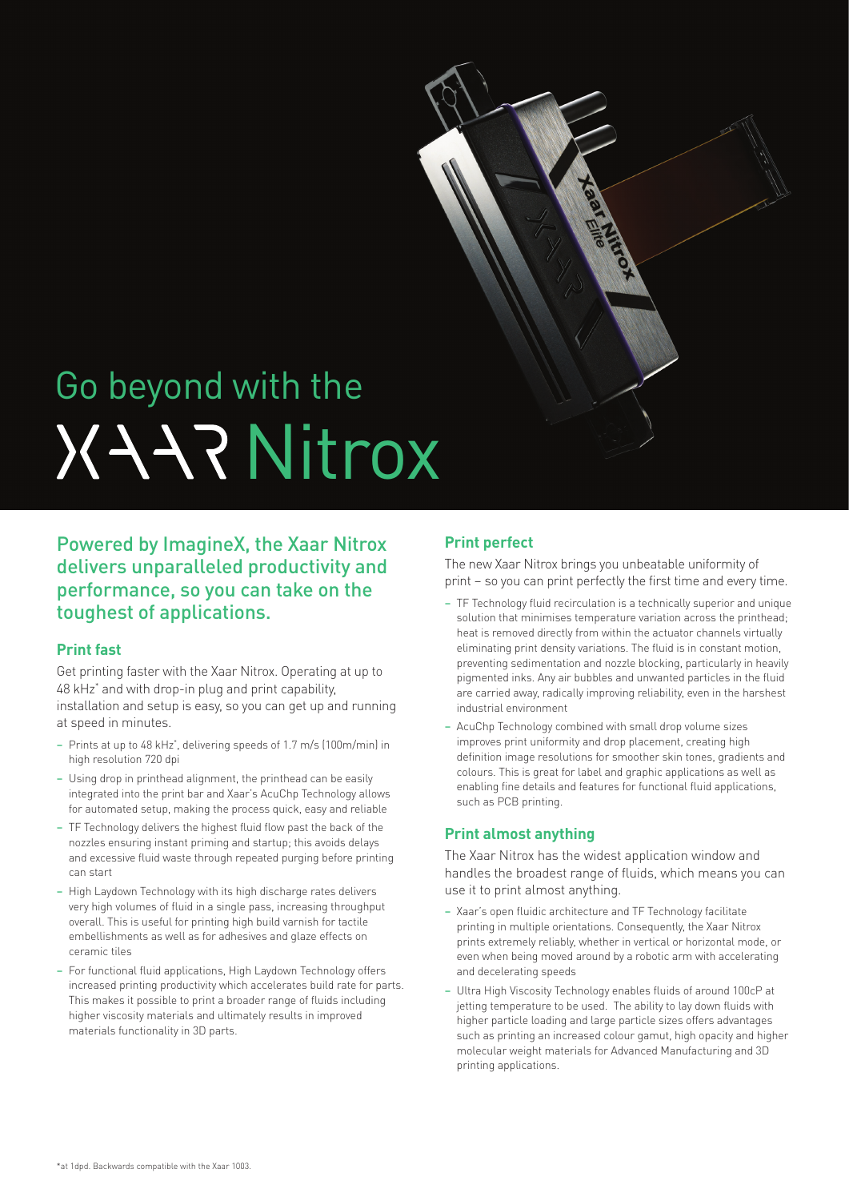# Go beyond with the XAAR Nitrox

## Powered by ImagineX, the Xaar Nitrox delivers unparalleled productivity and performance, so you can take on the toughest of applications.

### Print fast

Get printing faster with the Xaar Nitrox. Operating at up to 48 kHz* and with drop-in plug and print capability, installation and setup is easy, so you can get up and running at speed in minutes.

- Prints at up to 48 kHz*, delivering speeds of 1.7 m/s (100m/min) in high resolution 720 dpi
- Using drop in printhead alignment, the printhead can be easily integrated into the print bar and Xaar's AcuChp Technology allows for automated setup, making the process quick, easy and reliable
- TF Technology delivers the highest fluid flow past the back of the nozzles ensuring instant priming and startup; this avoids delays and excessive fluid waste through repeated purging before printing can start
- High Laydown Technology with its high discharge rates delivers very high volumes of fluid in a single pass, increasing throughput overall. This is useful for printing high build varnish for tactile embellishments as well as for adhesives and glaze effects on ceramic tiles
- For functional fluid applications, High Laydown Technology offers increased printing productivity which accelerates build rate for parts. This makes it possible to print a broader range of fluids including higher viscosity materials and ultimately results in improved materials functionality in 3D parts.

### Print perfect

The new Xaar Nitrox brings you unbeatable uniformity of print – so you can print perfectly the first time and every time.

- TF Technology fluid recirculation is a technically superior and unique solution that minimises temperature variation across the printhead; heat is removed directly from within the actuator channels virtually eliminating print density variations. The fluid is in constant motion, preventing sedimentation and nozzle blocking, particularly in heavily pigmented inks. Any air bubbles and unwanted particles in the fluid are carried away, radically improving reliability, even in the harshest industrial environment
- AcuChp Technology combined with small drop volume sizes improves print uniformity and drop placement, creating high definition image resolutions for smoother skin tones, gradients and colours. This is great for label and graphic applications as well as enabling fine details and features for functional fluid applications, such as PCB printing.

### Print almost anything

The Xaar Nitrox has the widest application window and handles the broadest range of fluids, which means you can use it to print almost anything.

- Xaar's open fluidic architecture and TF Technology facilitate printing in multiple orientations. Consequently, the Xaar Nitrox prints extremely reliably, whether in vertical or horizontal mode, or even when being moved around by a robotic arm with accelerating and decelerating speeds
- Ultra High Viscosity Technology enables fluids of around 100cP at jetting temperature to be used. The ability to lay down fluids with higher particle loading and large particle sizes offers advantages such as printing an increased colour gamut, high opacity and higher molecular weight materials for Advanced Manufacturing and 3D printing applications.

*at 1dpd. Backwards compatible with the Xaar 1003.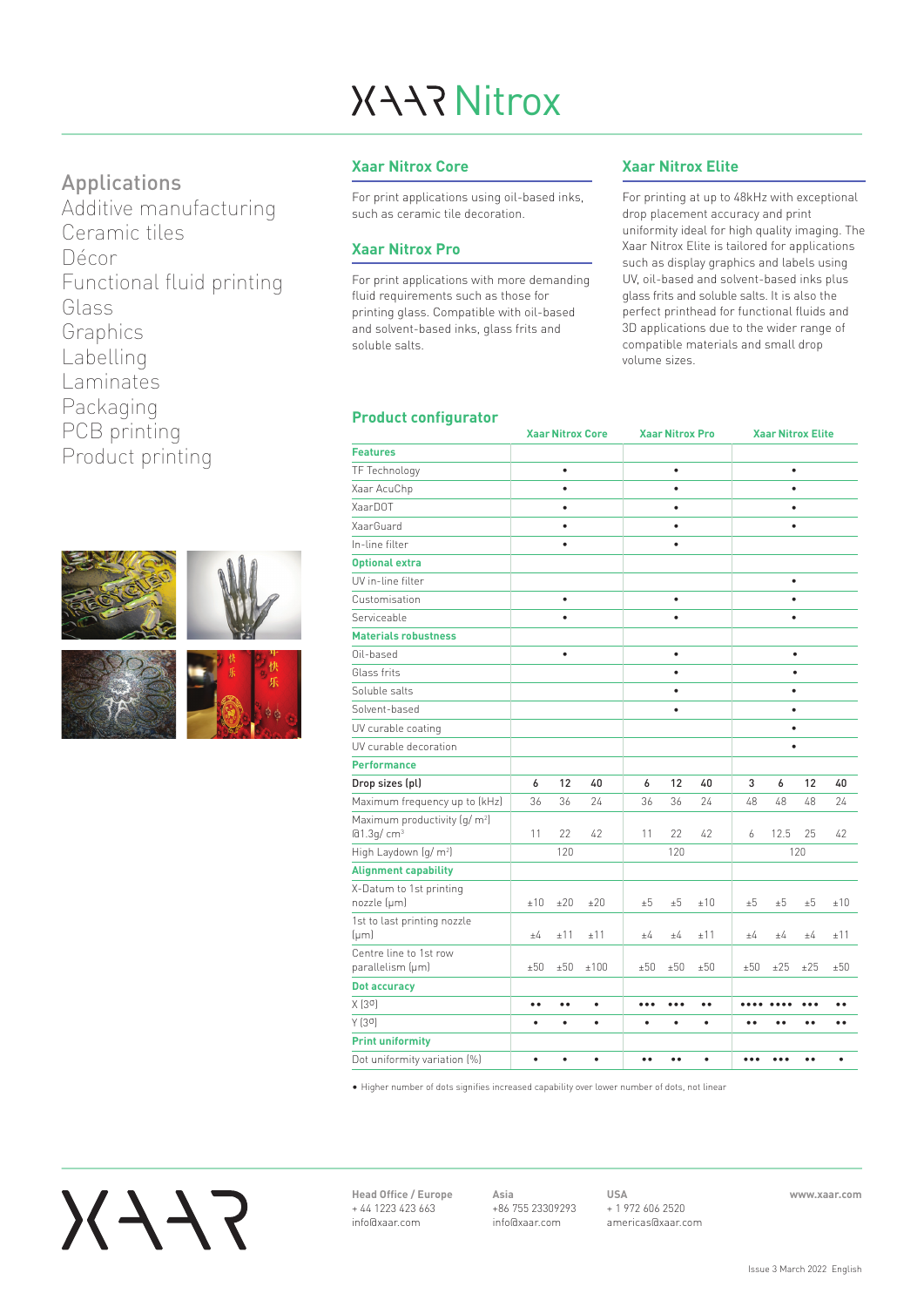# XAAR Nitrox

## Applications

Additive manufacturing
Ceramic tiles
Décor
Functional fluid printing
Glass
Graphics
Labelling
Laminates
Packaging
PCB printing
Product printing

### Xaar Nitrox Core

For print applications using oil-based inks, such as ceramic tile decoration.

### Xaar Nitrox Pro

For print applications with more demanding fluid requirements such as those for printing glass. Compatible with oil-based and solvent-based inks, glass frits and soluble salts.

### Xaar Nitrox Elite

For printing at up to 48kHz with exceptional drop placement accuracy and print uniformity ideal for high quality imaging. The Xaar Nitrox Elite is tailored for applications such as display graphics and labels using UV, oil-based and solvent-based inks plus glass frits and soluble salts. It is also the perfect printhead for functional fluids and 3D applications due to the wider range of compatible materials and small drop volume sizes.

### Product configurator

| | Xaar Nitrox Core | | | Xaar Nitrox Pro | | | Xaar Nitrox Elite | | | |
|---|---|---|---|---|---|---|---|---|---|---|
| **Features** | | | | | | | | | | |
| TF Technology | • | | | • | | | • | | | |
| Xaar AcuChp | • | | | • | | | • | | | |
| XaarDOT | • | | | • | | | • | | | |
| XaarGuard | • | | | • | | | • | | | |
| In-line filter | • | | | • | | | | | | |
| **Optional extra** | | | | | | | | | | |
| UV in-line filter | | | | | | | • | | | |
| Customisation | • | | | • | | | • | | | |
| Serviceable | • | | | • | | | • | | | |
| **Materials robustness** | | | | | | | | | | |
| Oil-based | • | | | • | | | • | | | |
| Glass frits | | | | • | | | • | | | |
| Soluble salts | | | | • | | | • | | | |
| Solvent-based | | | | • | | | • | | | |
| UV curable coating | | | | | | | • | | | |
| UV curable decoration | | | | | | | • | | | |
| **Performance** | | | | | | | | | | |
| Drop sizes (pl) | 6 | 12 | 40 | 6 | 12 | 40 | 3 | 6 | 12 | 40 |
| Maximum frequency up to (kHz) | 36 | 36 | 24 | 36 | 36 | 24 | 48 | 48 | 48 | 24 |
| Maximum productivity (g/ m²) @1.3g/ cm³ | 11 | 22 | 42 | 11 | 22 | 42 | 6 | 12.5 | 25 | 42 |
| High Laydown (g/ m²) | 120 | | | 120 | | | 120 | | | |
| **Alignment capability** | | | | | | | | | | |
| X-Datum to 1st printing nozzle (µm) | ±10 | ±20 | ±20 | ±5 | ±5 | ±10 | ±5 | ±5 | ±5 | ±10 |
| 1st to last printing nozzle (µm) | ±4 | ±11 | ±11 | ±4 | ±4 | ±11 | ±4 | ±4 | ±4 | ±11 |
| Centre line to 1st row parallelism (µm) | ±50 | ±50 | ±100 | ±50 | ±50 | ±50 | ±50 | ±25 | ±25 | ±50 |
| **Dot accuracy** | | | | | | | | | | |
| X (3σ) | •• | •• | • | ••• | ••• | •• | •••• | •••• | ••• | •• |
| Y (3σ) | • | • | • | • | • | • | •• | •• | •• | •• |
| **Print uniformity** | | | | | | | | | | |
| Dot uniformity variation (%) | • | • | • | •• | •• | • | ••• | ••• | •• | • |

• Higher number of dots signifies increased capability over lower number of dots, not linear

XAAR

**Head Office / Europe**
+ 44 1223 423 663
info@xaar.com

**Asia**
+86 755 23309293
info@xaar.com

**USA**
+ 1 972 606 2520
americas@xaar.com

**www.xaar.com**

Issue 3 March 2022 English